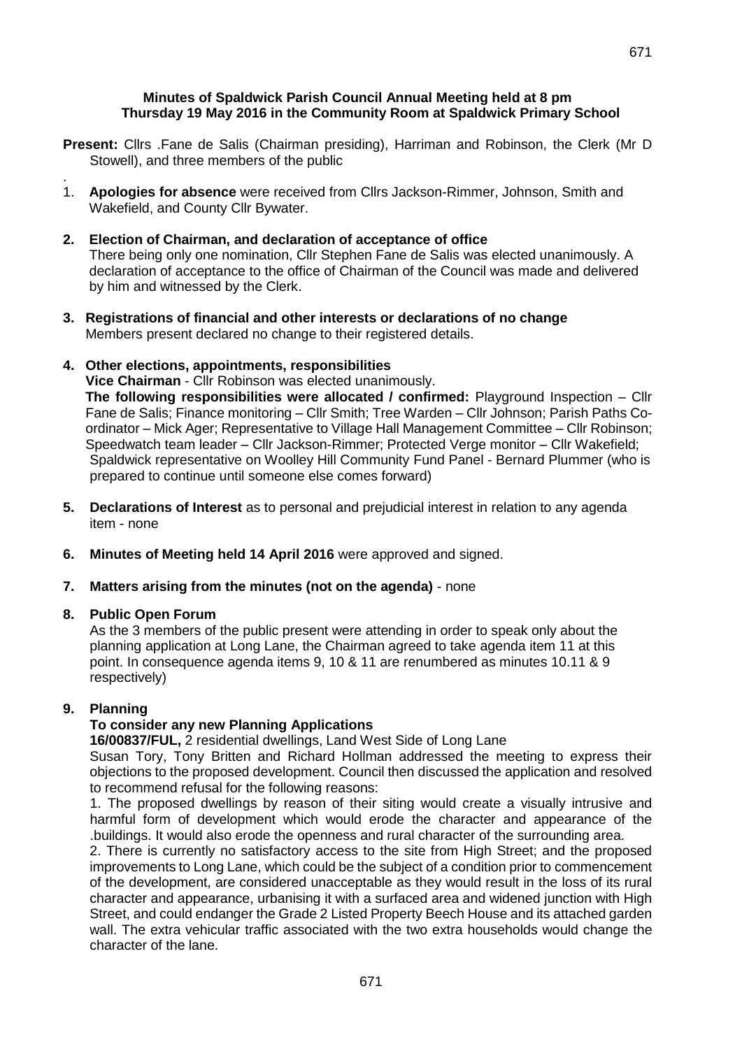**Minutes of Spaldwick Parish Council Annual Meeting held at 8 pm Thursday 19 May 2016 in the Community Room at Spaldwick Primary School**

**Present:** Cllrs .Fane de Salis (Chairman presiding), Harriman and Robinson, the Clerk (Mr D Stowell), and three members of the public

.

1. **Apologies for absence** were received from Cllrs Jackson-Rimmer, Johnson, Smith and Wakefield, and County Cllr Bywater.

2. **Election of Chairman, and declaration of acceptance of office**
   There being only one nomination, Cllr Stephen Fane de Salis was elected unanimously. A declaration of acceptance to the office of Chairman of the Council was made and delivered by him and witnessed by the Clerk.

3. **Registrations of financial and other interests or declarations of no change**
   Members present declared no change to their registered details.

4. **Other elections, appointments, responsibilities**
   **Vice Chairman** - Cllr Robinson was elected unanimously.
   **The following responsibilities were allocated / confirmed:** Playground Inspection – Cllr Fane de Salis; Finance monitoring – Cllr Smith; Tree Warden – Cllr Johnson; Parish Paths Co-ordinator – Mick Ager; Representative to Village Hall Management Committee – Cllr Robinson; Speedwatch team leader – Cllr Jackson-Rimmer; Protected Verge monitor – Cllr Wakefield; Spaldwick representative on Woolley Hill Community Fund Panel - Bernard Plummer (who is prepared to continue until someone else comes forward)

5. **Declarations of Interest** as to personal and prejudicial interest in relation to any agenda item - none

6. **Minutes of Meeting held 14 April 2016** were approved and signed.

7. **Matters arising from the minutes (not on the agenda)** - none

8. **Public Open Forum**
   As the 3 members of the public present were attending in order to speak only about the planning application at Long Lane, the Chairman agreed to take agenda item 11 at this point. In consequence agenda items 9, 10 & 11 are renumbered as minutes 10.11 & 9 respectively)

9. **Planning**
   **To consider any new Planning Applications**
   **16/00837/FUL,** 2 residential dwellings, Land West Side of Long Lane
   Susan Tory, Tony Britten and Richard Hollman addressed the meeting to express their objections to the proposed development. Council then discussed the application and resolved to recommend refusal for the following reasons:
   1. The proposed dwellings by reason of their siting would create a visually intrusive and harmful form of development which would erode the character and appearance of the .buildings. It would also erode the openness and rural character of the surrounding area.
   2. There is currently no satisfactory access to the site from High Street; and the proposed improvements to Long Lane, which could be the subject of a condition prior to commencement of the development, are considered unacceptable as they would result in the loss of its rural character and appearance, urbanising it with a surfaced area and widened junction with High Street, and could endanger the Grade 2 Listed Property Beech House and its attached garden wall. The extra vehicular traffic associated with the two extra households would change the character of the lane.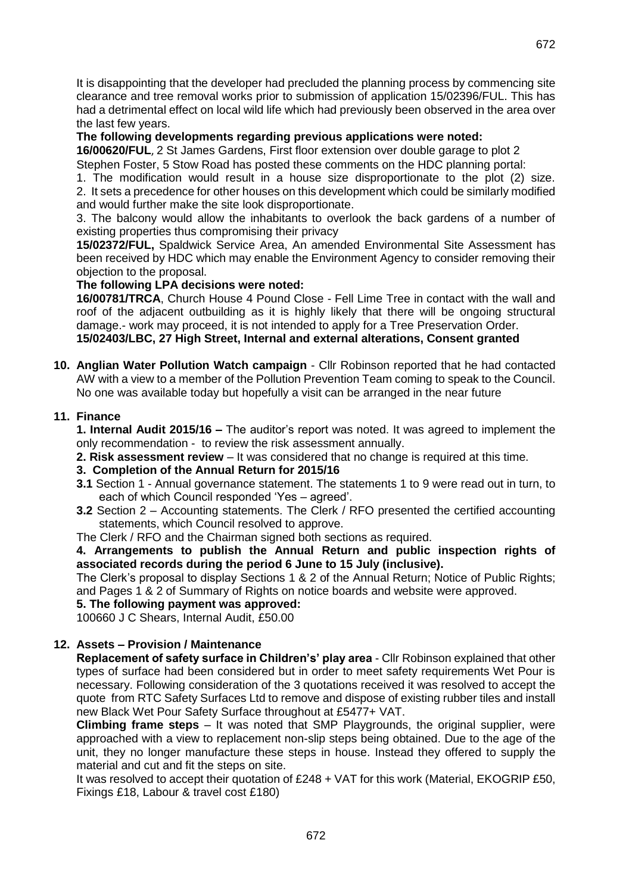It is disappointing that the developer had precluded the planning process by commencing site clearance and tree removal works prior to submission of application 15/02396/FUL. This has had a detrimental effect on local wild life which had previously been observed in the area over the last few years.

**The following developments regarding previous applications were noted:**

**16/00620/FUL**, 2 St James Gardens, First floor extension over double garage to plot 2

Stephen Foster, 5 Stow Road has posted these comments on the HDC planning portal:

1. The modification would result in a house size disproportionate to the plot (2) size.
2. It sets a precedence for other houses on this development which could be similarly modified and would further make the site look disproportionate.
3. The balcony would allow the inhabitants to overlook the back gardens of a number of existing properties thus compromising their privacy

**15/02372/FUL,** Spaldwick Service Area, An amended Environmental Site Assessment has been received by HDC which may enable the Environment Agency to consider removing their objection to the proposal.

**The following LPA decisions were noted:**

**16/00781/TRCA**, Church House 4 Pound Close - Fell Lime Tree in contact with the wall and roof of the adjacent outbuilding as it is highly likely that there will be ongoing structural damage.- work may proceed, it is not intended to apply for a Tree Preservation Order.

**15/02403/LBC, 27 High Street, Internal and external alterations, Consent granted**

**10. Anglian Water Pollution Watch campaign** - Cllr Robinson reported that he had contacted AW with a view to a member of the Pollution Prevention Team coming to speak to the Council. No one was available today but hopefully a visit can be arranged in the near future

**11. Finance**

**1. Internal Audit 2015/16 –** The auditor's report was noted. It was agreed to implement the only recommendation - to review the risk assessment annually.

**2. Risk assessment review** – It was considered that no change is required at this time.

**3. Completion of the Annual Return for 2015/16**

**3.1** Section 1 - Annual governance statement. The statements 1 to 9 were read out in turn, to each of which Council responded 'Yes – agreed'.

**3.2** Section 2 – Accounting statements. The Clerk / RFO presented the certified accounting statements, which Council resolved to approve.

The Clerk / RFO and the Chairman signed both sections as required.

**4. Arrangements to publish the Annual Return and public inspection rights of associated records during the period 6 June to 15 July (inclusive).**

The Clerk's proposal to display Sections 1 & 2 of the Annual Return; Notice of Public Rights; and Pages 1 & 2 of Summary of Rights on notice boards and website were approved.

**5. The following payment was approved:**

100660 J C Shears, Internal Audit, £50.00

**12. Assets – Provision / Maintenance**

**Replacement of safety surface in Childrens'' play area** - Cllr Robinson explained that other types of surface had been considered but in order to meet safety requirements Wet Pour is necessary. Following consideration of the 3 quotations received it was resolved to accept the quote from RTC Safety Surfaces Ltd to remove and dispose of existing rubber tiles and install new Black Wet Pour Safety Surface throughout at £5477+ VAT.

**Climbing frame steps** – It was noted that SMP Playgrounds, the original supplier, were approached with a view to replacement non-slip steps being obtained. Due to the age of the unit, they no longer manufacture these steps in house. Instead they offered to supply the material and cut and fit the steps on site.

It was resolved to accept their quotation of £248 + VAT for this work (Material, EKOGRIP £50, Fixings £18, Labour & travel cost £180)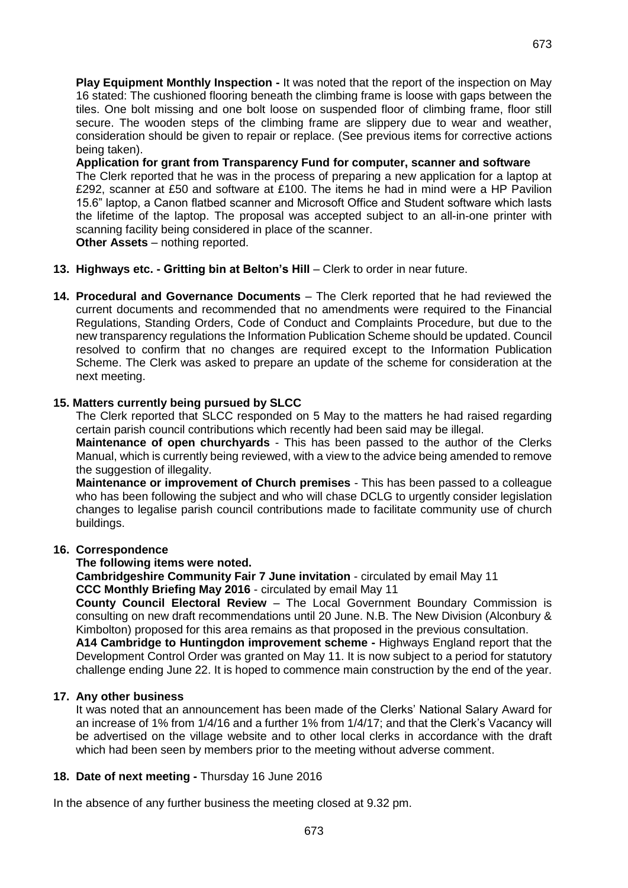**Play Equipment Monthly Inspection -** It was noted that the report of the inspection on May 16 stated: The cushioned flooring beneath the climbing frame is loose with gaps between the tiles. One bolt missing and one bolt loose on suspended floor of climbing frame, floor still secure. The wooden steps of the climbing frame are slippery due to wear and weather, consideration should be given to repair or replace. (See previous items for corrective actions being taken).

**Application for grant from Transparency Fund for computer, scanner and software**

The Clerk reported that he was in the process of preparing a new application for a laptop at £292, scanner at £50 and software at £100. The items he had in mind were a HP Pavilion 15.6" laptop, a Canon flatbed scanner and Microsoft Office and Student software which lasts the lifetime of the laptop. The proposal was accepted subject to an all-in-one printer with scanning facility being considered in place of the scanner.

**Other Assets** – nothing reported.

13. **Highways etc. - Gritting bin at Belton's Hill** – Clerk to order in near future.

14. **Procedural and Governance Documents** – The Clerk reported that he had reviewed the current documents and recommended that no amendments were required to the Financial Regulations, Standing Orders, Code of Conduct and Complaints Procedure, but due to the new transparency regulations the Information Publication Scheme should be updated. Council resolved to confirm that no changes are required except to the Information Publication Scheme. The Clerk was asked to prepare an update of the scheme for consideration at the next meeting.

15. **Matters currently being pursued by SLCC**

    The Clerk reported that SLCC responded on 5 May to the matters he had raised regarding certain parish council contributions which recently had been said may be illegal.

    **Maintenance of open churchyards** - This has been passed to the author of the Clerks Manual, which is currently being reviewed, with a view to the advice being amended to remove the suggestion of illegality.

    **Maintenance or improvement of Church premises** - This has been passed to a colleague who has been following the subject and who will chase DCLG to urgently consider legislation changes to legalise parish council contributions made to facilitate community use of church buildings.

16. **Correspondence**

    **The following items were noted.**

    **Cambridgeshire Community Fair 7 June invitation** - circulated by email May 11

    **CCC Monthly Briefing May 2016** - circulated by email May 11

    **County Council Electoral Review** – The Local Government Boundary Commission is consulting on new draft recommendations until 20 June. N.B. The New Division (Alconbury & Kimbolton) proposed for this area remains as that proposed in the previous consultation.

    **A14 Cambridge to Huntingdon improvement scheme -** Highways England report that the Development Control Order was granted on May 11. It is now subject to a period for statutory challenge ending June 22. It is hoped to commence main construction by the end of the year.

17. **Any other business**

    It was noted that an announcement has been made of the Clerks' National Salary Award for an increase of 1% from 1/4/16 and a further 1% from 1/4/17; and that the Clerk's Vacancy will be advertised on the village website and to other local clerks in accordance with the draft which had been seen by members prior to the meeting without adverse comment.

18. **Date of next meeting -** Thursday 16 June 2016

In the absence of any further business the meeting closed at 9.32 pm.